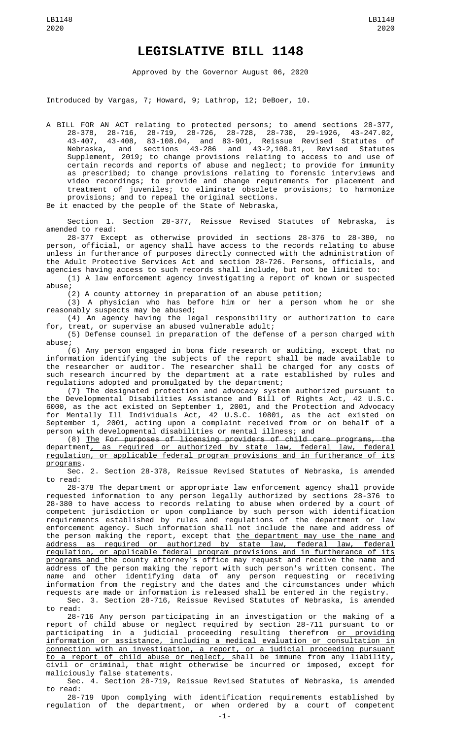# LEGISLATIVE BILL 1148

Approved by the Governor August 06, 2020

Introduced by Vargas, 7; Howard, 9; Lathrop, 12; DeBoer, 10.

A BILL FOR AN ACT relating to protected persons; to amend sections 28-377, 28-378, 28-716, 28-719, 28-726, 28-728, 28-730, 29-1926, 43-247.02, 43-407, 43-408, 83-108.04, and 83-901, Reissue Revised Statutes of Nebraska, and sections 43-286 and 43-2,108.01, Revised Statutes Supplement, 2019; to change provisions relating to access to and use of certain records and reports of abuse and neglect; to provide for immunity as prescribed; to change provisions relating to forensic interviews and video recordings; to provide and change requirements for placement and treatment of juveniles; to eliminate obsolete provisions; to harmonize provisions; and to repeal the original sections.

Be it enacted by the people of the State of Nebraska,

Section 1. Section 28-377, Reissue Revised Statutes of Nebraska, is amended to read:

28-377 Except as otherwise provided in sections 28-376 to 28-380, no person, official, or agency shall have access to the records relating to abuse unless in furtherance of purposes directly connected with the administration of the Adult Protective Services Act and section 28-726. Persons, officials, and agencies having access to such records shall include, but not be limited to:

(1) A law enforcement agency investigating a report of known or suspected abuse;

(2) A county attorney in preparation of an abuse petition;

(3) A physician who has before him or her a person whom he or she reasonably suspects may be abused;

(4) An agency having the legal responsibility or authorization to care for, treat, or supervise an abused vulnerable adult;

(5) Defense counsel in preparation of the defense of a person charged with abuse;

(6) Any person engaged in bona fide research or auditing, except that no information identifying the subjects of the report shall be made available to the researcher or auditor. The researcher shall be charged for any costs of such research incurred by the department at a rate established by rules and regulations adopted and promulgated by the department;

(7) The designated protection and advocacy system authorized pursuant to the Developmental Disabilities Assistance and Bill of Rights Act, 42 U.S.C. 6000, as the act existed on September 1, 2001, and the Protection and Advocacy for Mentally Ill Individuals Act, 42 U.S.C. 10801, as the act existed on September 1, 2001, acting upon a complaint received from or on behalf of a person with developmental disabilities or mental illness; and

(8) The ~~For purposes of licensing providers of child care programs, the~~ department, as required or authorized by state law, federal law, federal regulation, or applicable federal program provisions and in furtherance of its programs.

Sec. 2. Section 28-378, Reissue Revised Statutes of Nebraska, is amended to read:

28-378 The department or appropriate law enforcement agency shall provide requested information to any person legally authorized by sections 28-376 to 28-380 to have access to records relating to abuse when ordered by a court of competent jurisdiction or upon compliance by such person with identification requirements established by rules and regulations of the department or law enforcement agency. Such information shall not include the name and address of the person making the report, except that the department may use the name and address as required or authorized by state law, federal law, federal regulation, or applicable federal program provisions and in furtherance of its programs and the county attorney's office may request and receive the name and address of the person making the report with such person's written consent. The name and other identifying data of any person requesting or receiving information from the registry and the dates and the circumstances under which requests are made or information is released shall be entered in the registry.

Sec. 3. Section 28-716, Reissue Revised Statutes of Nebraska, is amended to read:

28-716 Any person participating in an investigation or the making of a report of child abuse or neglect required by section 28-711 pursuant to or participating in a judicial proceeding resulting therefrom or providing information or assistance, including a medical evaluation or consultation in connection with an investigation, a report, or a judicial proceeding pursuant to a report of child abuse or neglect, shall be immune from any liability, civil or criminal, that might otherwise be incurred or imposed, except for maliciously false statements.

Sec. 4. Section 28-719, Reissue Revised Statutes of Nebraska, is amended to read:

28-719 Upon complying with identification requirements established by regulation of the department, or when ordered by a court of competent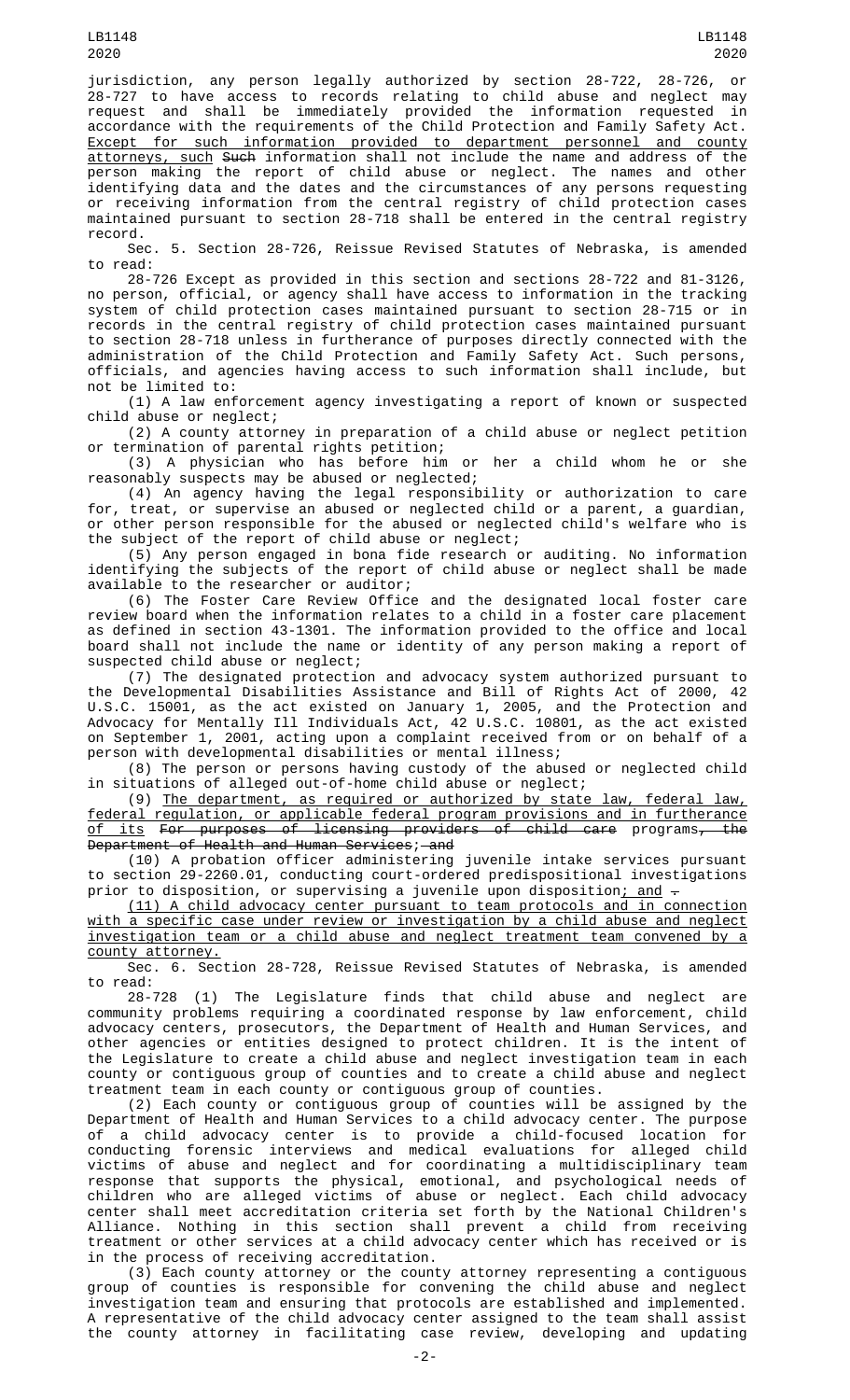jurisdiction, any person legally authorized by section 28-722, 28-726, or 28-727 to have access to records relating to child abuse and neglect may request and shall be immediately provided the information requested in accordance with the requirements of the Child Protection and Family Safety Act. Except for such information provided to department personnel and county attorneys, such ~~Such~~ information shall not include the name and address of the person making the report of child abuse or neglect. The names and other identifying data and the dates and the circumstances of any persons requesting or receiving information from the central registry of child protection cases maintained pursuant to section 28-718 shall be entered in the central registry record.

Sec. 5. Section 28-726, Reissue Revised Statutes of Nebraska, is amended to read:

28-726 Except as provided in this section and sections 28-722 and 81-3126, no person, official, or agency shall have access to information in the tracking system of child protection cases maintained pursuant to section 28-715 or in records in the central registry of child protection cases maintained pursuant to section 28-718 unless in furtherance of purposes directly connected with the administration of the Child Protection and Family Safety Act. Such persons, officials, and agencies having access to such information shall include, but not be limited to:

(1) A law enforcement agency investigating a report of known or suspected child abuse or neglect;

(2) A county attorney in preparation of a child abuse or neglect petition or termination of parental rights petition;

(3) A physician who has before him or her a child whom he or she reasonably suspects may be abused or neglected;

(4) An agency having the legal responsibility or authorization to care for, treat, or supervise an abused or neglected child or a parent, a guardian, or other person responsible for the abused or neglected child's welfare who is the subject of the report of child abuse or neglect;

(5) Any person engaged in bona fide research or auditing. No information identifying the subjects of the report of child abuse or neglect shall be made available to the researcher or auditor;

(6) The Foster Care Review Office and the designated local foster care review board when the information relates to a child in a foster care placement as defined in section 43-1301. The information provided to the office and local board shall not include the name or identity of any person making a report of suspected child abuse or neglect;

(7) The designated protection and advocacy system authorized pursuant to the Developmental Disabilities Assistance and Bill of Rights Act of 2000, 42 U.S.C. 15001, as the act existed on January 1, 2005, and the Protection and Advocacy for Mentally Ill Individuals Act, 42 U.S.C. 10801, as the act existed on September 1, 2001, acting upon a complaint received from or on behalf of a person with developmental disabilities or mental illness;

(8) The person or persons having custody of the abused or neglected child in situations of alleged out-of-home child abuse or neglect;

(9) The department, as required or authorized by state law, federal law, federal regulation, or applicable federal program provisions and in furtherance of its ~~For purposes of licensing providers of child care~~ programs~~, the Department of Health and Human Services; and~~

(10) A probation officer administering juvenile intake services pursuant to section 29-2260.01, conducting court-ordered predispositional investigations prior to disposition, or supervising a juvenile upon disposition; and ~~.~~

(11) A child advocacy center pursuant to team protocols and in connection with a specific case under review or investigation by a child abuse and neglect investigation team or a child abuse and neglect treatment team convened by a county attorney.

Sec. 6. Section 28-728, Reissue Revised Statutes of Nebraska, is amended to read:

28-728 (1) The Legislature finds that child abuse and neglect are community problems requiring a coordinated response by law enforcement, child advocacy centers, prosecutors, the Department of Health and Human Services, and other agencies or entities designed to protect children. It is the intent of the Legislature to create a child abuse and neglect investigation team in each county or contiguous group of counties and to create a child abuse and neglect treatment team in each county or contiguous group of counties.

(2) Each county or contiguous group of counties will be assigned by the Department of Health and Human Services to a child advocacy center. The purpose of a child advocacy center is to provide a child-focused location for conducting forensic interviews and medical evaluations for alleged child victims of abuse and neglect and for coordinating a multidisciplinary team response that supports the physical, emotional, and psychological needs of children who are alleged victims of abuse or neglect. Each child advocacy center shall meet accreditation criteria set forth by the National Children's Alliance. Nothing in this section shall prevent a child from receiving treatment or other services at a child advocacy center which has received or is in the process of receiving accreditation.

(3) Each county attorney or the county attorney representing a contiguous group of counties is responsible for convening the child abuse and neglect investigation team and ensuring that protocols are established and implemented. A representative of the child advocacy center assigned to the team shall assist the county attorney in facilitating case review, developing and updating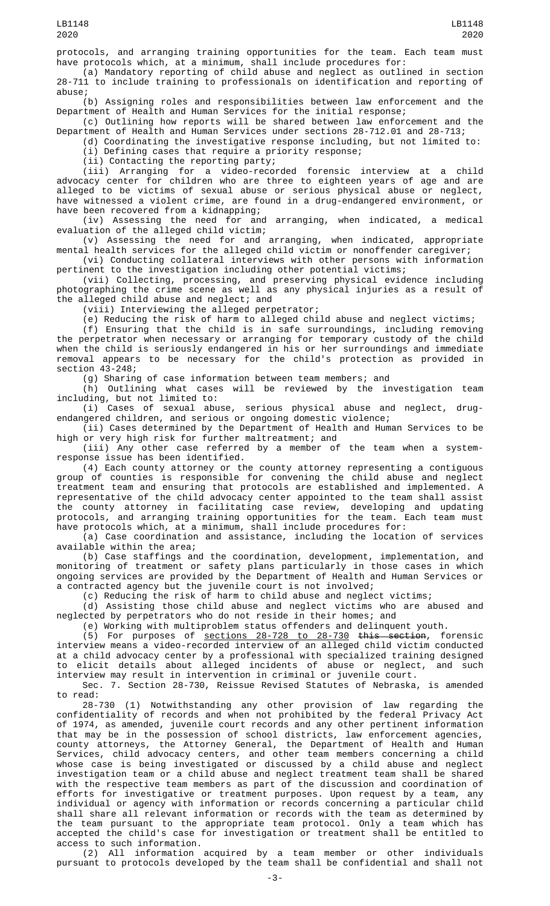protocols, and arranging training opportunities for the team. Each team must have protocols which, at a minimum, shall include procedures for:

(a) Mandatory reporting of child abuse and neglect as outlined in section 28-711 to include training to professionals on identification and reporting of abuse;

(b) Assigning roles and responsibilities between law enforcement and the Department of Health and Human Services for the initial response;

(c) Outlining how reports will be shared between law enforcement and the Department of Health and Human Services under sections 28-712.01 and 28-713;

(d) Coordinating the investigative response including, but not limited to:

(i) Defining cases that require a priority response;

(ii) Contacting the reporting party;

(iii) Arranging for a video-recorded forensic interview at a child advocacy center for children who are three to eighteen years of age and are alleged to be victims of sexual abuse or serious physical abuse or neglect, have witnessed a violent crime, are found in a drug-endangered environment, or have been recovered from a kidnapping;

(iv) Assessing the need for and arranging, when indicated, a medical evaluation of the alleged child victim;

(v) Assessing the need for and arranging, when indicated, appropriate mental health services for the alleged child victim or nonoffender caregiver;

(vi) Conducting collateral interviews with other persons with information pertinent to the investigation including other potential victims;

(vii) Collecting, processing, and preserving physical evidence including photographing the crime scene as well as any physical injuries as a result of the alleged child abuse and neglect; and

(viii) Interviewing the alleged perpetrator;

(e) Reducing the risk of harm to alleged child abuse and neglect victims;

(f) Ensuring that the child is in safe surroundings, including removing the perpetrator when necessary or arranging for temporary custody of the child when the child is seriously endangered in his or her surroundings and immediate removal appears to be necessary for the child's protection as provided in section 43-248;

(g) Sharing of case information between team members; and

(h) Outlining what cases will be reviewed by the investigation team including, but not limited to:

(i) Cases of sexual abuse, serious physical abuse and neglect, drug-endangered children, and serious or ongoing domestic violence;

(ii) Cases determined by the Department of Health and Human Services to be high or very high risk for further maltreatment; and

(iii) Any other case referred by a member of the team when a system-response issue has been identified.

(4) Each county attorney or the county attorney representing a contiguous group of counties is responsible for convening the child abuse and neglect treatment team and ensuring that protocols are established and implemented. A representative of the child advocacy center appointed to the team shall assist the county attorney in facilitating case review, developing and updating protocols, and arranging training opportunities for the team. Each team must have protocols which, at a minimum, shall include procedures for:

(a) Case coordination and assistance, including the location of services available within the area;

(b) Case staffings and the coordination, development, implementation, and monitoring of treatment or safety plans particularly in those cases in which ongoing services are provided by the Department of Health and Human Services or a contracted agency but the juvenile court is not involved;

(c) Reducing the risk of harm to child abuse and neglect victims;

(d) Assisting those child abuse and neglect victims who are abused and neglected by perpetrators who do not reside in their homes; and

(e) Working with multiproblem status offenders and delinquent youth.

(5) For purposes of sections 28-728 to 28-730 ~~this section~~, forensic interview means a video-recorded interview of an alleged child victim conducted at a child advocacy center by a professional with specialized training designed to elicit details about alleged incidents of abuse or neglect, and such interview may result in intervention in criminal or juvenile court.

Sec. 7. Section 28-730, Reissue Revised Statutes of Nebraska, is amended to read:

28-730 (1) Notwithstanding any other provision of law regarding the confidentiality of records and when not prohibited by the federal Privacy Act of 1974, as amended, juvenile court records and any other pertinent information that may be in the possession of school districts, law enforcement agencies, county attorneys, the Attorney General, the Department of Health and Human Services, child advocacy centers, and other team members concerning a child whose case is being investigated or discussed by a child abuse and neglect investigation team or a child abuse and neglect treatment team shall be shared with the respective team members as part of the discussion and coordination of efforts for investigative or treatment purposes. Upon request by a team, any individual or agency with information or records concerning a particular child shall share all relevant information or records with the team as determined by the team pursuant to the appropriate team protocol. Only a team which has accepted the child's case for investigation or treatment shall be entitled to access to such information.

(2) All information acquired by a team member or other individuals pursuant to protocols developed by the team shall be confidential and shall not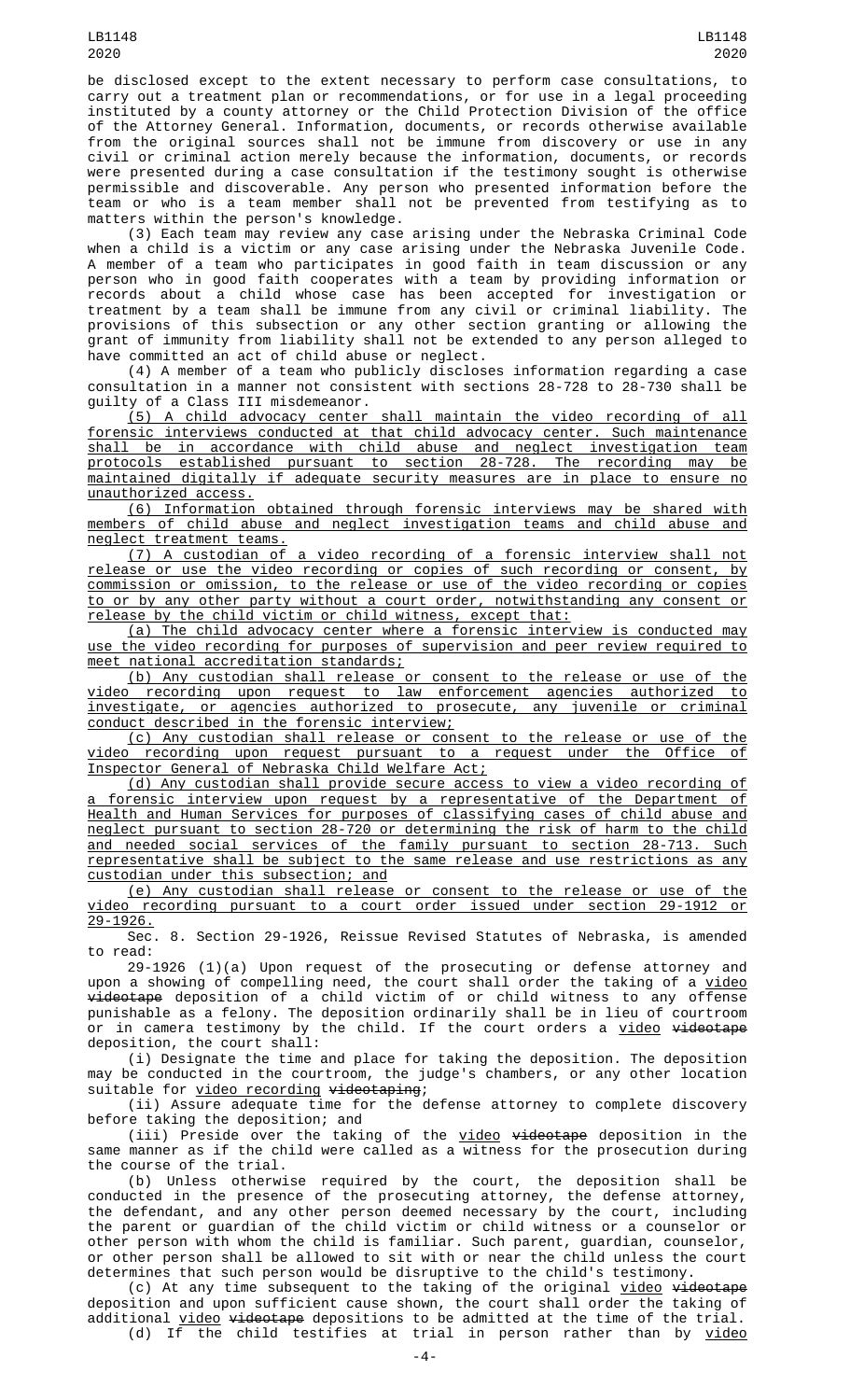be disclosed except to the extent necessary to perform case consultations, to carry out a treatment plan or recommendations, or for use in a legal proceeding instituted by a county attorney or the Child Protection Division of the office of the Attorney General. Information, documents, or records otherwise available from the original sources shall not be immune from discovery or use in any civil or criminal action merely because the information, documents, or records were presented during a case consultation if the testimony sought is otherwise permissible and discoverable. Any person who presented information before the team or who is a team member shall not be prevented from testifying as to matters within the person's knowledge.

(3) Each team may review any case arising under the Nebraska Criminal Code when a child is a victim or any case arising under the Nebraska Juvenile Code. A member of a team who participates in good faith in team discussion or any person who in good faith cooperates with a team by providing information or records about a child whose case has been accepted for investigation or treatment by a team shall be immune from any civil or criminal liability. The provisions of this subsection or any other section granting or allowing the grant of immunity from liability shall not be extended to any person alleged to have committed an act of child abuse or neglect.

(4) A member of a team who publicly discloses information regarding a case consultation in a manner not consistent with sections 28-728 to 28-730 shall be guilty of a Class III misdemeanor.

(5) A child advocacy center shall maintain the video recording of all forensic interviews conducted at that child advocacy center. Such maintenance shall be in accordance with child abuse and neglect investigation team protocols established pursuant to section 28-728. The recording may be maintained digitally if adequate security measures are in place to ensure no unauthorized access.

(6) Information obtained through forensic interviews may be shared with members of child abuse and neglect investigation teams and child abuse and neglect treatment teams.

(7) A custodian of a video recording of a forensic interview shall not release or use the video recording or copies of such recording or consent, by commission or omission, to the release or use of the video recording or copies to or by any other party without a court order, notwithstanding any consent or release by the child victim or child witness, except that:

(a) The child advocacy center where a forensic interview is conducted may use the video recording for purposes of supervision and peer review required to meet national accreditation standards;

(b) Any custodian shall release or consent to the release or use of the video recording upon request to law enforcement agencies authorized to investigate, or agencies authorized to prosecute, any juvenile or criminal conduct described in the forensic interview;

(c) Any custodian shall release or consent to the release or use of the video recording upon request pursuant to a request under the Office of Inspector General of Nebraska Child Welfare Act;

(d) Any custodian shall provide secure access to view a video recording of a forensic interview upon request by a representative of the Department of Health and Human Services for purposes of classifying cases of child abuse and neglect pursuant to section 28-720 or determining the risk of harm to the child and needed social services of the family pursuant to section 28-713. Such representative shall be subject to the same release and use restrictions as any custodian under this subsection; and

(e) Any custodian shall release or consent to the release or use of the video recording pursuant to a court order issued under section 29-1912 or 29-1926.

Sec. 8. Section 29-1926, Reissue Revised Statutes of Nebraska, is amended to read:

29-1926 (1)(a) Upon request of the prosecuting or defense attorney and upon a showing of compelling need, the court shall order the taking of a video ~~videotape~~ deposition of a child victim of or child witness to any offense punishable as a felony. The deposition ordinarily shall be in lieu of courtroom or in camera testimony by the child. If the court orders a video ~~videotape~~ deposition, the court shall:

(i) Designate the time and place for taking the deposition. The deposition may be conducted in the courtroom, the judge's chambers, or any other location suitable for video recording ~~videotaping~~;

(ii) Assure adequate time for the defense attorney to complete discovery before taking the deposition; and

(iii) Preside over the taking of the video ~~videotape~~ deposition in the same manner as if the child were called as a witness for the prosecution during the course of the trial.

(b) Unless otherwise required by the court, the deposition shall be conducted in the presence of the prosecuting attorney, the defense attorney, the defendant, and any other person deemed necessary by the court, including the parent or guardian of the child victim or child witness or a counselor or other person with whom the child is familiar. Such parent, guardian, counselor, or other person shall be allowed to sit with or near the child unless the court determines that such person would be disruptive to the child's testimony.

(c) At any time subsequent to the taking of the original video ~~videotape~~ deposition and upon sufficient cause shown, the court shall order the taking of additional video ~~videotape~~ depositions to be admitted at the time of the trial.

(d) If the child testifies at trial in person rather than by video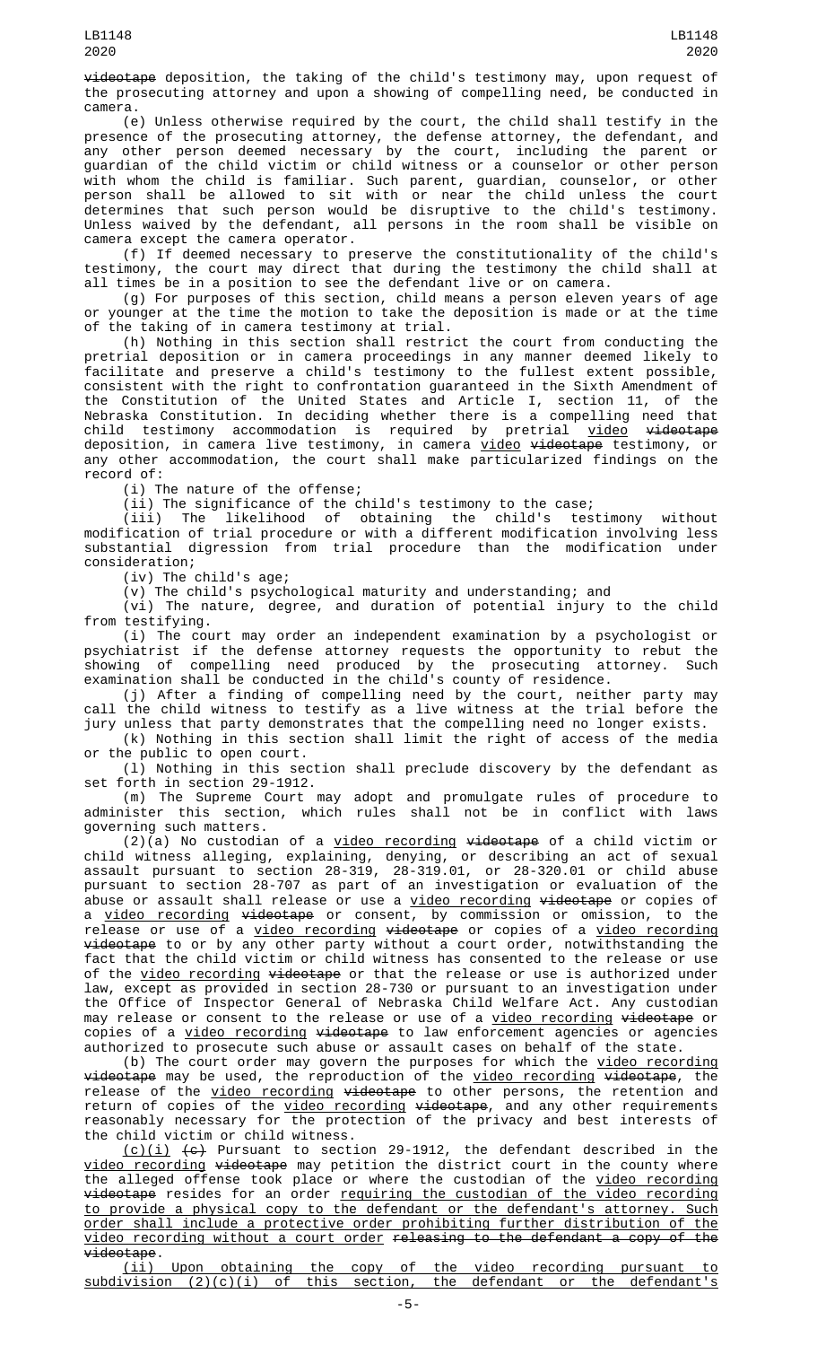~~videotape~~ deposition, the taking of the child's testimony may, upon request of the prosecuting attorney and upon a showing of compelling need, be conducted in camera.

(e) Unless otherwise required by the court, the child shall testify in the presence of the prosecuting attorney, the defense attorney, the defendant, and any other person deemed necessary by the court, including the parent or guardian of the child victim or child witness or a counselor or other person with whom the child is familiar. Such parent, guardian, counselor, or other person shall be allowed to sit with or near the child unless the court determines that such person would be disruptive to the child's testimony. Unless waived by the defendant, all persons in the room shall be visible on camera except the camera operator.

(f) If deemed necessary to preserve the constitutionality of the child's testimony, the court may direct that during the testimony the child shall at all times be in a position to see the defendant live or on camera.

(g) For purposes of this section, child means a person eleven years of age or younger at the time the motion to take the deposition is made or at the time of the taking of in camera testimony at trial.

(h) Nothing in this section shall restrict the court from conducting the pretrial deposition or in camera proceedings in any manner deemed likely to facilitate and preserve a child's testimony to the fullest extent possible, consistent with the right to confrontation guaranteed in the Sixth Amendment of the Constitution of the United States and Article I, section 11, of the Nebraska Constitution. In deciding whether there is a compelling need that child testimony accommodation is required by pretrial <u>video</u> ~~videotape~~ deposition, in camera live testimony, in camera <u>video</u> ~~videotape~~ testimony, or any other accommodation, the court shall make particularized findings on the record of:

(i) The nature of the offense;

(ii) The significance of the child's testimony to the case;

(iii) The likelihood of obtaining the child's testimony without modification of trial procedure or with a different modification involving less substantial digression from trial procedure than the modification under consideration;

(iv) The child's age;

(v) The child's psychological maturity and understanding; and

(vi) The nature, degree, and duration of potential injury to the child from testifying.

(i) The court may order an independent examination by a psychologist or psychiatrist if the defense attorney requests the opportunity to rebut the showing of compelling need produced by the prosecuting attorney. Such examination shall be conducted in the child's county of residence.

(j) After a finding of compelling need by the court, neither party may call the child witness to testify as a live witness at the trial before the jury unless that party demonstrates that the compelling need no longer exists.

(k) Nothing in this section shall limit the right of access of the media or the public to open court.

(l) Nothing in this section shall preclude discovery by the defendant as set forth in section 29-1912.

(m) The Supreme Court may adopt and promulgate rules of procedure to administer this section, which rules shall not be in conflict with laws governing such matters.

(2)(a) No custodian of a <u>video recording</u> ~~videotape~~ of a child victim or child witness alleging, explaining, denying, or describing an act of sexual assault pursuant to section 28-319, 28-319.01, or 28-320.01 or child abuse pursuant to section 28-707 as part of an investigation or evaluation of the abuse or assault shall release or use a <u>video recording</u> ~~videotape~~ or copies of a <u>video recording</u> ~~videotape~~ or consent, by commission or omission, to the release or use of a <u>video recording</u> ~~videotape~~ or copies of a <u>video recording</u> ~~videotape~~ to or by any other party without a court order, notwithstanding the fact that the child victim or child witness has consented to the release or use of the <u>video recording</u> ~~videotape~~ or that the release or use is authorized under law, except as provided in section 28-730 or pursuant to an investigation under the Office of Inspector General of Nebraska Child Welfare Act. Any custodian may release or consent to the release or use of a <u>video recording</u> ~~videotape~~ or copies of a <u>video recording</u> ~~videotape~~ to law enforcement agencies or agencies authorized to prosecute such abuse or assault cases on behalf of the state.

(b) The court order may govern the purposes for which the <u>video recording</u> ~~videotape~~ may be used, the reproduction of the <u>video recording</u> ~~videotape~~, the release of the <u>video recording</u> ~~videotape~~ to other persons, the retention and return of copies of the <u>video recording</u> ~~videotape~~, and any other requirements reasonably necessary for the protection of the privacy and best interests of the child victim or child witness.

<u>(c)(i)</u> ~~(c)~~ Pursuant to section 29-1912, the defendant described in the <u>video recording</u> ~~videotape~~ may petition the district court in the county where the alleged offense took place or where the custodian of the <u>video recording</u> ~~videotape~~ resides for an order <u>requiring the custodian of the video recording to provide a physical copy to the defendant or the defendant's attorney. Such order shall include a protective order prohibiting further distribution of the video recording without a court order</u> ~~releasing to the defendant a copy of the videotape~~.

<u>(ii) Upon obtaining the copy of the video recording pursuant to subdivision (2)(c)(i) of this section, the defendant or the defendant's</u>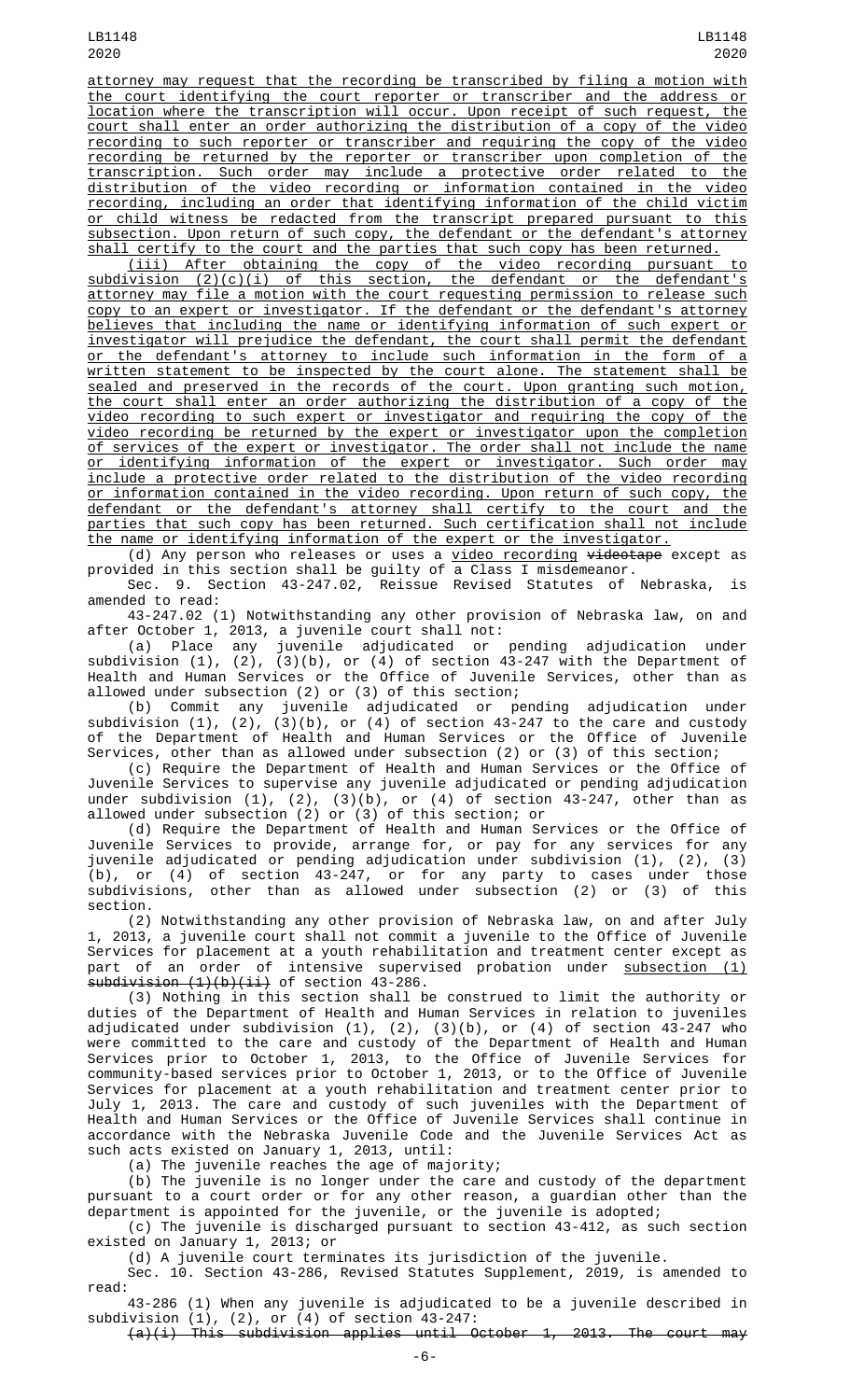attorney may request that the recording be transcribed by filing a motion with the court identifying the court reporter or transcriber and the address or location where the transcription will occur. Upon receipt of such request, the court shall enter an order authorizing the distribution of a copy of the video recording to such reporter or transcriber and requiring the copy of the video recording be returned by the reporter or transcriber upon completion of the transcription. Such order may include a protective order related to the distribution of the video recording or information contained in the video recording, including an order that identifying information of the child victim or child witness be redacted from the transcript prepared pursuant to this subsection. Upon return of such copy, the defendant or the defendant's attorney shall certify to the court and the parties that such copy has been returned.

(iii) After obtaining the copy of the video recording pursuant to subdivision (2)(c)(i) of this section, the defendant or the defendant's attorney may file a motion with the court requesting permission to release such copy to an expert or investigator. If the defendant or the defendant's attorney believes that including the name or identifying information of such expert or investigator will prejudice the defendant, the court shall permit the defendant or the defendant's attorney to include such information in the form of a written statement to be inspected by the court alone. The statement shall be sealed and preserved in the records of the court. Upon granting such motion, the court shall enter an order authorizing the distribution of a copy of the video recording to such expert or investigator and requiring the copy of the video recording be returned by the expert or investigator upon the completion of services of the expert or investigator. The order shall not include the name or identifying information of the expert or investigator. Such order may include a protective order related to the distribution of the video recording or information contained in the video recording. Upon return of such copy, the defendant or the defendant's attorney shall certify to the court and the parties that such copy has been returned. Such certification shall not include the name or identifying information of the expert or the investigator.

(d) Any person who releases or uses a video recording ~~videotape~~ except as provided in this section shall be guilty of a Class I misdemeanor.

Sec. 9. Section 43-247.02, Reissue Revised Statutes of Nebraska, is amended to read:

43-247.02 (1) Notwithstanding any other provision of Nebraska law, on and after October 1, 2013, a juvenile court shall not:

(a) Place any juvenile adjudicated or pending adjudication under subdivision (1), (2), (3)(b), or (4) of section 43-247 with the Department of Health and Human Services or the Office of Juvenile Services, other than as allowed under subsection (2) or (3) of this section;

(b) Commit any juvenile adjudicated or pending adjudication under subdivision (1), (2), (3)(b), or (4) of section 43-247 to the care and custody of the Department of Health and Human Services or the Office of Juvenile Services, other than as allowed under subsection (2) or (3) of this section;

(c) Require the Department of Health and Human Services or the Office of Juvenile Services to supervise any juvenile adjudicated or pending adjudication under subdivision (1), (2), (3)(b), or (4) of section 43-247, other than as allowed under subsection (2) or (3) of this section; or

(d) Require the Department of Health and Human Services or the Office of Juvenile Services to provide, arrange for, or pay for any services for any juvenile adjudicated or pending adjudication under subdivision (1), (2), (3)(b), or (4) of section 43-247, or for any party to cases under those subdivisions, other than as allowed under subsection (2) or (3) of this section.

(2) Notwithstanding any other provision of Nebraska law, on and after July 1, 2013, a juvenile court shall not commit a juvenile to the Office of Juvenile Services for placement at a youth rehabilitation and treatment center except as part of an order of intensive supervised probation under subsection (1) ~~subdivision (1)(b)(ii)~~ of section 43-286.

(3) Nothing in this section shall be construed to limit the authority or duties of the Department of Health and Human Services in relation to juveniles adjudicated under subdivision (1), (2), (3)(b), or (4) of section 43-247 who were committed to the care and custody of the Department of Health and Human Services prior to October 1, 2013, to the Office of Juvenile Services for community-based services prior to October 1, 2013, or to the Office of Juvenile Services for placement at a youth rehabilitation and treatment center prior to July 1, 2013. The care and custody of such juveniles with the Department of Health and Human Services or the Office of Juvenile Services shall continue in accordance with the Nebraska Juvenile Code and the Juvenile Services Act as such acts existed on January 1, 2013, until:

(a) The juvenile reaches the age of majority;

(b) The juvenile is no longer under the care and custody of the department pursuant to a court order or for any other reason, a guardian other than the department is appointed for the juvenile, or the juvenile is adopted;

(c) The juvenile is discharged pursuant to section 43-412, as such section existed on January 1, 2013; or

(d) A juvenile court terminates its jurisdiction of the juvenile.

Sec. 10. Section 43-286, Revised Statutes Supplement, 2019, is amended to read:

43-286 (1) When any juvenile is adjudicated to be a juvenile described in subdivision (1), (2), or (4) of section 43-247:

~~(a)(i) This subdivision applies until October 1, 2013. The court may~~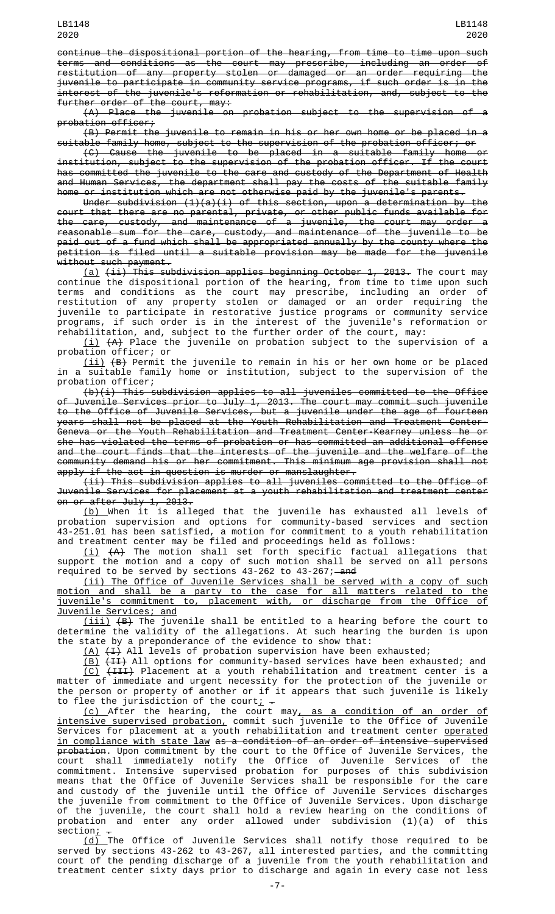~~continue the dispositional portion of the hearing, from time to time upon such terms and conditions as the court may prescribe, including an order of restitution of any property stolen or damaged or an order requiring the juvenile to participate in community service programs, if such order is in the interest of the juvenile's reformation or rehabilitation, and, subject to the further order of the court, may:~~

~~(A) Place the juvenile on probation subject to the supervision of a probation officer;~~

~~(B) Permit the juvenile to remain in his or her own home or be placed in a suitable family home, subject to the supervision of the probation officer; or~~

~~(C) Cause the juvenile to be placed in a suitable family home or institution, subject to the supervision of the probation officer. If the court has committed the juvenile to the care and custody of the Department of Health and Human Services, the department shall pay the costs of the suitable family home or institution which are not otherwise paid by the juvenile's parents.~~

~~Under subdivision (1)(a)(i) of this section, upon a determination by the court that there are no parental, private, or other public funds available for the care, custody, and maintenance of a juvenile, the court may order a reasonable sum for the care, custody, and maintenance of the juvenile to be paid out of a fund which shall be appropriated annually by the county where the petition is filed until a suitable provision may be made for the juvenile without such payment.~~

(a) ~~(ii) This subdivision applies beginning October 1, 2013.~~ The court may continue the dispositional portion of the hearing, from time to time upon such terms and conditions as the court may prescribe, including an order of restitution of any property stolen or damaged or an order requiring the juvenile to participate in restorative justice programs or community service programs, if such order is in the interest of the juvenile's reformation or rehabilitation, and, subject to the further order of the court, may:

(i) ~~(A)~~ Place the juvenile on probation subject to the supervision of a probation officer; or

(ii) ~~(B)~~ Permit the juvenile to remain in his or her own home or be placed in a suitable family home or institution, subject to the supervision of the probation officer;

~~(b)(i) This subdivision applies to all juveniles committed to the Office of Juvenile Services prior to July 1, 2013. The court may commit such juvenile to the Office of Juvenile Services, but a juvenile under the age of fourteen years shall not be placed at the Youth Rehabilitation and Treatment Center-Geneva or the Youth Rehabilitation and Treatment Center-Kearney unless he or she has violated the terms of probation or has committed an additional offense and the court finds that the interests of the juvenile and the welfare of the community demand his or her commitment. This minimum age provision shall not apply if the act in question is murder or manslaughter.~~

~~(ii) This subdivision applies to all juveniles committed to the Office of Juvenile Services for placement at a youth rehabilitation and treatment center on or after July 1, 2013.~~

(b) When it is alleged that the juvenile has exhausted all levels of probation supervision and options for community-based services and section 43-251.01 has been satisfied, a motion for commitment to a youth rehabilitation and treatment center may be filed and proceedings held as follows:

(i) ~~(A)~~ The motion shall set forth specific factual allegations that support the motion and a copy of such motion shall be served on all persons required to be served by sections 43-262 to 43-267; ~~and~~

(ii) The Office of Juvenile Services shall be served with a copy of such motion and shall be a party to the case for all matters related to the juvenile's commitment to, placement with, or discharge from the Office of Juvenile Services; and

(iii) ~~(B)~~ The juvenile shall be entitled to a hearing before the court to determine the validity of the allegations. At such hearing the burden is upon the state by a preponderance of the evidence to show that:

(A) ~~(I)~~ All levels of probation supervision have been exhausted;

(B) ~~(II)~~ All options for community-based services have been exhausted; and

(C) ~~(III)~~ Placement at a youth rehabilitation and treatment center is a matter of immediate and urgent necessity for the protection of the juvenile or the person or property of another or if it appears that such juvenile is likely to flee the jurisdiction of the court; ~~.~~

(c) After the hearing, the court may, as a condition of an order of intensive supervised probation, commit such juvenile to the Office of Juvenile Services for placement at a youth rehabilitation and treatment center operated in compliance with state law ~~as a condition of an order of intensive supervised probation~~. Upon commitment by the court to the Office of Juvenile Services, the court shall immediately notify the Office of Juvenile Services of the commitment. Intensive supervised probation for purposes of this subdivision means that the Office of Juvenile Services shall be responsible for the care and custody of the juvenile until the Office of Juvenile Services discharges the juvenile from commitment to the Office of Juvenile Services. Upon discharge of the juvenile, the court shall hold a review hearing on the conditions of probation and enter any order allowed under subdivision (1)(a) of this section; ~~.~~

(d) The Office of Juvenile Services shall notify those required to be served by sections 43-262 to 43-267, all interested parties, and the committing court of the pending discharge of a juvenile from the youth rehabilitation and treatment center sixty days prior to discharge and again in every case not less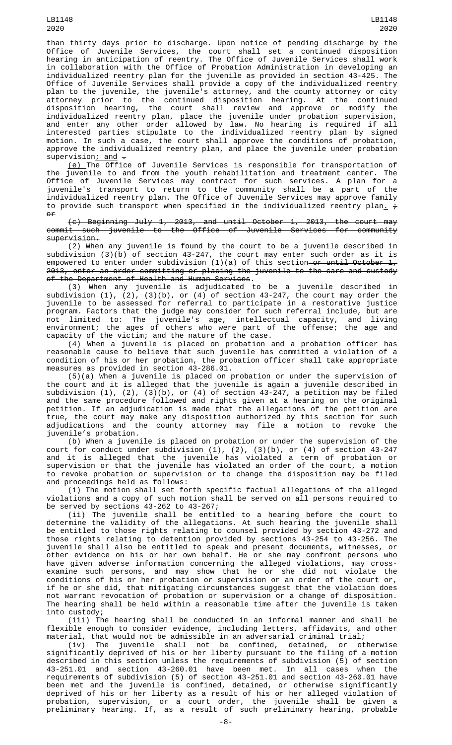than thirty days prior to discharge. Upon notice of pending discharge by the Office of Juvenile Services, the court shall set a continued disposition hearing in anticipation of reentry. The Office of Juvenile Services shall work in collaboration with the Office of Probation Administration in developing an individualized reentry plan for the juvenile as provided in section 43-425. The Office of Juvenile Services shall provide a copy of the individualized reentry plan to the juvenile, the juvenile's attorney, and the county attorney or city attorney prior to the continued disposition hearing. At the continued disposition hearing, the court shall review and approve or modify the individualized reentry plan, place the juvenile under probation supervision, and enter any other order allowed by law. No hearing is required if all interested parties stipulate to the individualized reentry plan by signed motion. In such a case, the court shall approve the conditions of probation, approve the individualized reentry plan, and place the juvenile under probation supervision; and ~~.~~

(e) The Office of Juvenile Services is responsible for transportation of the juvenile to and from the youth rehabilitation and treatment center. The Office of Juvenile Services may contract for such services. A plan for a juvenile's transport to return to the community shall be a part of the individualized reentry plan. The Office of Juvenile Services may approve family to provide such transport when specified in the individualized reentry plan. ~~; or~~

~~(c) Beginning July 1, 2013, and until October 1, 2013, the court may commit such juvenile to the Office of Juvenile Services for community supervision.~~

(2) When any juvenile is found by the court to be a juvenile described in subdivision (3)(b) of section 43-247, the court may enter such order as it is empowered to enter under subdivision (1)(a) of this section ~~or until October 1, 2013, enter an order committing or placing the juvenile to the care and custody of the Department of Health and Human Services~~.

(3) When any juvenile is adjudicated to be a juvenile described in subdivision (1), (2), (3)(b), or (4) of section 43-247, the court may order the juvenile to be assessed for referral to participate in a restorative justice program. Factors that the judge may consider for such referral include, but are not limited to: The juvenile's age, intellectual capacity, and living environment; the ages of others who were part of the offense; the age and capacity of the victim; and the nature of the case.

(4) When a juvenile is placed on probation and a probation officer has reasonable cause to believe that such juvenile has committed a violation of a condition of his or her probation, the probation officer shall take appropriate measures as provided in section 43-286.01.

(5)(a) When a juvenile is placed on probation or under the supervision of the court and it is alleged that the juvenile is again a juvenile described in subdivision (1), (2), (3)(b), or (4) of section 43-247, a petition may be filed and the same procedure followed and rights given at a hearing on the original petition. If an adjudication is made that the allegations of the petition are true, the court may make any disposition authorized by this section for such adjudications and the county attorney may file a motion to revoke the juvenile's probation.

(b) When a juvenile is placed on probation or under the supervision of the court for conduct under subdivision (1), (2), (3)(b), or (4) of section 43-247 and it is alleged that the juvenile has violated a term of probation or supervision or that the juvenile has violated an order of the court, a motion to revoke probation or supervision or to change the disposition may be filed and proceedings held as follows:

(i) The motion shall set forth specific factual allegations of the alleged violations and a copy of such motion shall be served on all persons required to be served by sections 43-262 to 43-267;

(ii) The juvenile shall be entitled to a hearing before the court to determine the validity of the allegations. At such hearing the juvenile shall be entitled to those rights relating to counsel provided by section 43-272 and those rights relating to detention provided by sections 43-254 to 43-256. The juvenile shall also be entitled to speak and present documents, witnesses, or other evidence on his or her own behalf. He or she may confront persons who have given adverse information concerning the alleged violations, may cross-examine such persons, and may show that he or she did not violate the conditions of his or her probation or supervision or an order of the court or, if he or she did, that mitigating circumstances suggest that the violation does not warrant revocation of probation or supervision or a change of disposition. The hearing shall be held within a reasonable time after the juvenile is taken into custody;

(iii) The hearing shall be conducted in an informal manner and shall be flexible enough to consider evidence, including letters, affidavits, and other material, that would not be admissible in an adversarial criminal trial;

(iv) The juvenile shall not be confined, detained, or otherwise significantly deprived of his or her liberty pursuant to the filing of a motion described in this section unless the requirements of subdivision (5) of section 43-251.01 and section 43-260.01 have been met. In all cases when the requirements of subdivision (5) of section 43-251.01 and section 43-260.01 have been met and the juvenile is confined, detained, or otherwise significantly deprived of his or her liberty as a result of his or her alleged violation of probation, supervision, or a court order, the juvenile shall be given a preliminary hearing. If, as a result of such preliminary hearing, probable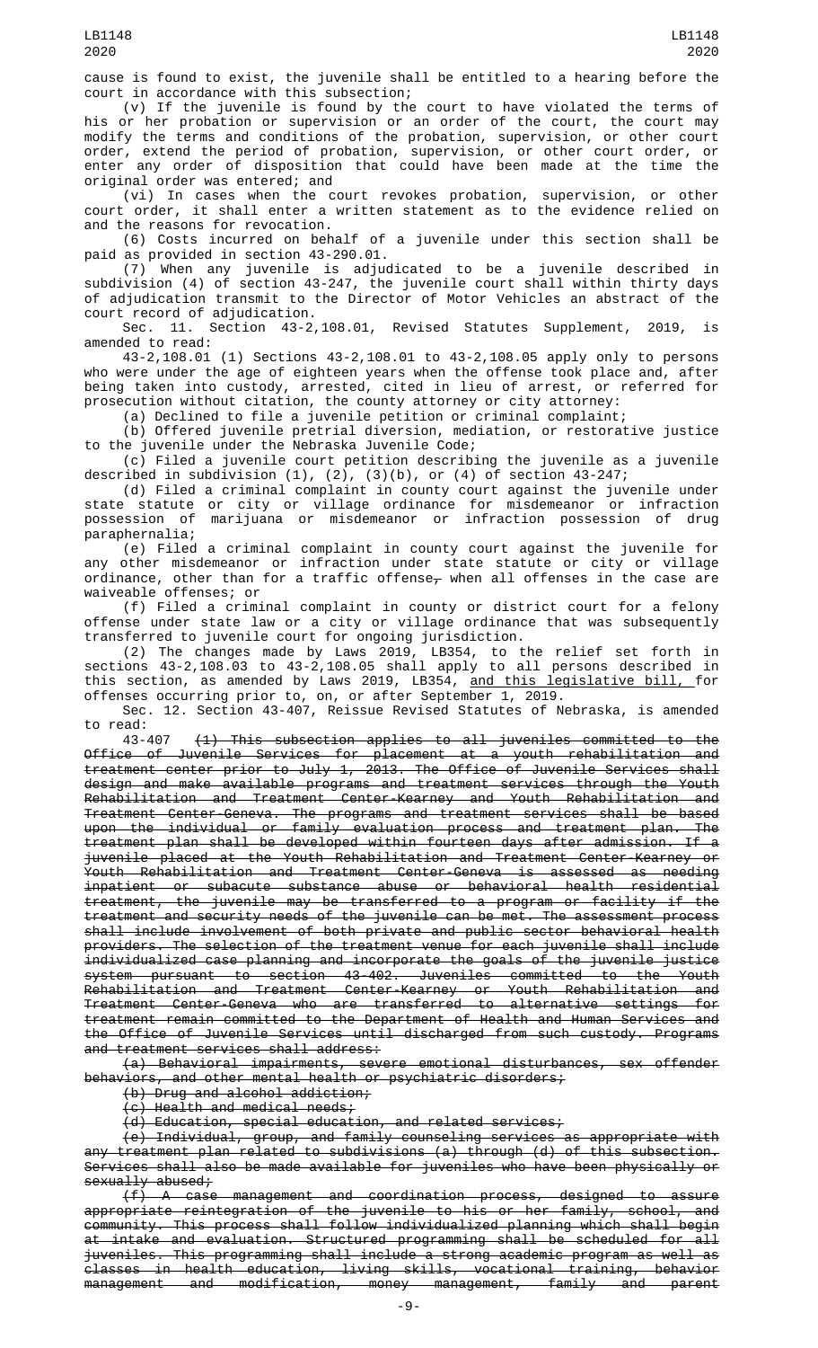cause is found to exist, the juvenile shall be entitled to a hearing before the court in accordance with this subsection;

(v) If the juvenile is found by the court to have violated the terms of his or her probation or supervision or an order of the court, the court may modify the terms and conditions of the probation, supervision, or other court order, extend the period of probation, supervision, or other court order, or enter any order of disposition that could have been made at the time the original order was entered; and

(vi) In cases when the court revokes probation, supervision, or other court order, it shall enter a written statement as to the evidence relied on and the reasons for revocation.

(6) Costs incurred on behalf of a juvenile under this section shall be paid as provided in section 43-290.01.

(7) When any juvenile is adjudicated to be a juvenile described in subdivision (4) of section 43-247, the juvenile court shall within thirty days of adjudication transmit to the Director of Motor Vehicles an abstract of the court record of adjudication.

Sec. 11. Section 43-2,108.01, Revised Statutes Supplement, 2019, is amended to read:

43-2,108.01 (1) Sections 43-2,108.01 to 43-2,108.05 apply only to persons who were under the age of eighteen years when the offense took place and, after being taken into custody, arrested, cited in lieu of arrest, or referred for prosecution without citation, the county attorney or city attorney:

(a) Declined to file a juvenile petition or criminal complaint;

(b) Offered juvenile pretrial diversion, mediation, or restorative justice to the juvenile under the Nebraska Juvenile Code;

(c) Filed a juvenile court petition describing the juvenile as a juvenile described in subdivision (1), (2), (3)(b), or (4) of section 43-247;

(d) Filed a criminal complaint in county court against the juvenile under state statute or city or village ordinance for misdemeanor or infraction possession of marijuana or misdemeanor or infraction possession of drug paraphernalia;

(e) Filed a criminal complaint in county court against the juvenile for any other misdemeanor or infraction under state statute or city or village ordinance, other than for a traffic offense~~,~~ when all offenses in the case are waiveable offenses; or

(f) Filed a criminal complaint in county or district court for a felony offense under state law or a city or village ordinance that was subsequently transferred to juvenile court for ongoing jurisdiction.

(2) The changes made by Laws 2019, LB354, to the relief set forth in sections 43-2,108.03 to 43-2,108.05 shall apply to all persons described in this section, as amended by Laws 2019, LB354, <u>and this legislative bill,</u> for offenses occurring prior to, on, or after September 1, 2019.

Sec. 12. Section 43-407, Reissue Revised Statutes of Nebraska, is amended to read:

43-407 ~~(1) This subsection applies to all juveniles committed to the Office of Juvenile Services for placement at a youth rehabilitation and treatment center prior to July 1, 2013. The Office of Juvenile Services shall design and make available programs and treatment services through the Youth Rehabilitation and Treatment Center-Kearney and Youth Rehabilitation and Treatment Center-Geneva. The programs and treatment services shall be based upon the individual or family evaluation process and treatment plan. The treatment plan shall be developed within fourteen days after admission. If a juvenile placed at the Youth Rehabilitation and Treatment Center-Kearney or Youth Rehabilitation and Treatment Center-Geneva is assessed as needing inpatient or subacute substance abuse or behavioral health residential treatment, the juvenile may be transferred to a program or facility if the treatment and security needs of the juvenile can be met. The assessment process shall include involvement of both private and public sector behavioral health providers. The selection of the treatment venue for each juvenile shall include individualized case planning and incorporate the goals of the juvenile justice system pursuant to section 43-402. Juveniles committed to the Youth Rehabilitation and Treatment Center-Kearney or Youth Rehabilitation and Treatment Center-Geneva who are transferred to alternative settings for treatment remain committed to the Department of Health and Human Services and the Office of Juvenile Services until discharged from such custody. Programs and treatment services shall address:~~

~~(a) Behavioral impairments, severe emotional disturbances, sex offender behaviors, and other mental health or psychiatric disorders;~~

~~(b) Drug and alcohol addiction;~~

~~(c) Health and medical needs;~~

~~(d) Education, special education, and related services;~~

~~(e) Individual, group, and family counseling services as appropriate with any treatment plan related to subdivisions (a) through (d) of this subsection. Services shall also be made available for juveniles who have been physically or sexually abused;~~

~~(f) A case management and coordination process, designed to assure appropriate reintegration of the juvenile to his or her family, school, and community. This process shall follow individualized planning which shall begin at intake and evaluation. Structured programming shall be scheduled for all juveniles. This programming shall include a strong academic program as well as classes in health education, living skills, vocational training, behavior management and modification, money management, family and parent~~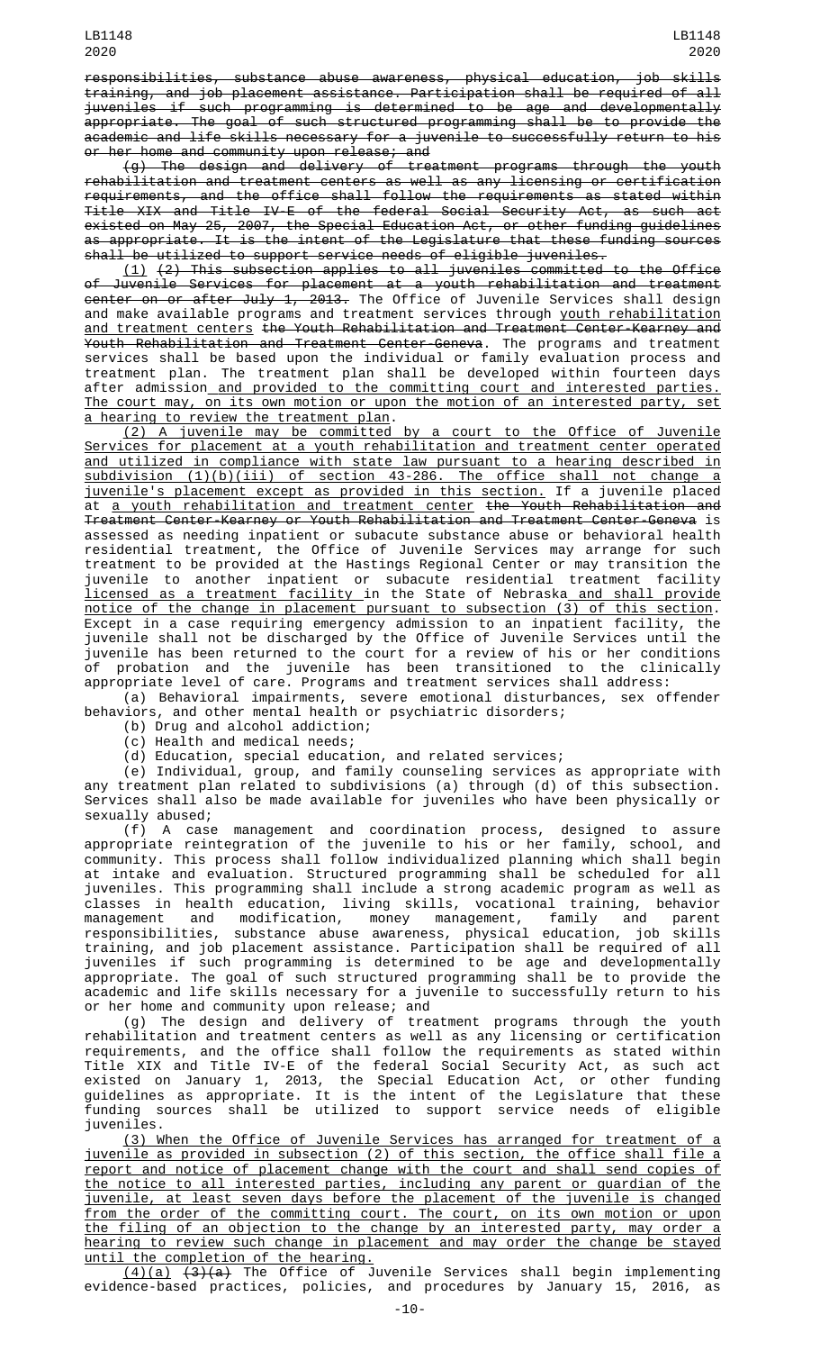~~responsibilities, substance abuse awareness, physical education, job skills training, and job placement assistance. Participation shall be required of all juveniles if such programming is determined to be age and developmentally appropriate. The goal of such structured programming shall be to provide the academic and life skills necessary for a juvenile to successfully return to his or her home and community upon release; and~~

~~(g) The design and delivery of treatment programs through the youth rehabilitation and treatment centers as well as any licensing or certification requirements, and the office shall follow the requirements as stated within Title XIX and Title IV-E of the federal Social Security Act, as such act existed on May 25, 2007, the Special Education Act, or other funding guidelines as appropriate. It is the intent of the Legislature that these funding sources shall be utilized to support service needs of eligible juveniles.~~

<u>(1)</u> ~~(2) This subsection applies to all juveniles committed to the Office of Juvenile Services for placement at a youth rehabilitation and treatment center on or after July 1, 2013.~~ The Office of Juvenile Services shall design and make available programs and treatment services through <u>youth rehabilitation and treatment centers</u> ~~the Youth Rehabilitation and Treatment Center-Kearney and Youth Rehabilitation and Treatment Center-Geneva~~. The programs and treatment services shall be based upon the individual or family evaluation process and treatment plan. The treatment plan shall be developed within fourteen days after admission<u> and provided to the committing court and interested parties. The court may, on its own motion or upon the motion of an interested party, set a hearing to review the treatment plan</u>.

<u>(2) A juvenile may be committed by a court to the Office of Juvenile Services for placement at a youth rehabilitation and treatment center operated and utilized in compliance with state law pursuant to a hearing described in subdivision (1)(b)(iii) of section 43-286. The office shall not change a juvenile's placement except as provided in this section.</u> If a juvenile placed at <u>a youth rehabilitation and treatment center</u> ~~the Youth Rehabilitation and Treatment Center-Kearney or Youth Rehabilitation and Treatment Center-Geneva~~ is assessed as needing inpatient or subacute substance abuse or behavioral health residential treatment, the Office of Juvenile Services may arrange for such treatment to be provided at the Hastings Regional Center or may transition the juvenile to another inpatient or subacute residential treatment facility <u>licensed as a treatment facility </u>in the State of Nebraska<u> and shall provide notice of the change in placement pursuant to subsection (3) of this section</u>. Except in a case requiring emergency admission to an inpatient facility, the juvenile shall not be discharged by the Office of Juvenile Services until the juvenile has been returned to the court for a review of his or her conditions of probation and the juvenile has been transitioned to the clinically appropriate level of care. Programs and treatment services shall address:

(a) Behavioral impairments, severe emotional disturbances, sex offender behaviors, and other mental health or psychiatric disorders;

(b) Drug and alcohol addiction;

(c) Health and medical needs;

(d) Education, special education, and related services;

(e) Individual, group, and family counseling services as appropriate with any treatment plan related to subdivisions (a) through (d) of this subsection. Services shall also be made available for juveniles who have been physically or sexually abused;

(f) A case management and coordination process, designed to assure appropriate reintegration of the juvenile to his or her family, school, and community. This process shall follow individualized planning which shall begin at intake and evaluation. Structured programming shall be scheduled for all juveniles. This programming shall include a strong academic program as well as classes in health education, living skills, vocational training, behavior management and modification, money management, family and parent responsibilities, substance abuse awareness, physical education, job skills training, and job placement assistance. Participation shall be required of all juveniles if such programming is determined to be age and developmentally appropriate. The goal of such structured programming shall be to provide the academic and life skills necessary for a juvenile to successfully return to his or her home and community upon release; and

(g) The design and delivery of treatment programs through the youth rehabilitation and treatment centers as well as any licensing or certification requirements, and the office shall follow the requirements as stated within Title XIX and Title IV-E of the federal Social Security Act, as such act existed on January 1, 2013, the Special Education Act, or other funding guidelines as appropriate. It is the intent of the Legislature that these funding sources shall be utilized to support service needs of eligible juveniles.

<u>(3) When the Office of Juvenile Services has arranged for treatment of a juvenile as provided in subsection (2) of this section, the office shall file a report and notice of placement change with the court and shall send copies of the notice to all interested parties, including any parent or guardian of the juvenile, at least seven days before the placement of the juvenile is changed from the order of the committing court. The court, on its own motion or upon the filing of an objection to the change by an interested party, may order a hearing to review such change in placement and may order the change be stayed until the completion of the hearing.</u>

<u>(4)(a)</u> ~~(3)(a)~~ The Office of Juvenile Services shall begin implementing evidence-based practices, policies, and procedures by January 15, 2016, as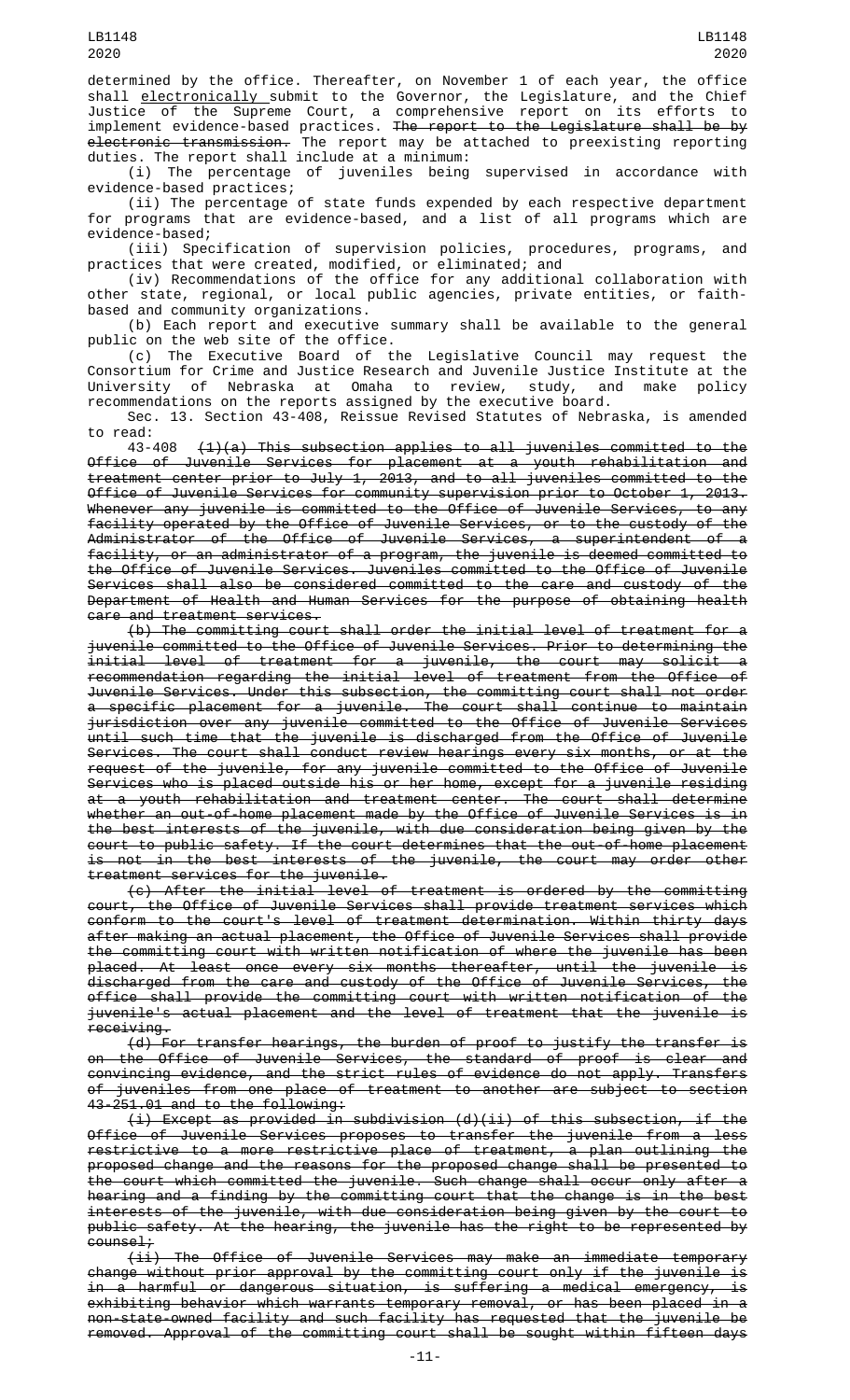determined by the office. Thereafter, on November 1 of each year, the office shall electronically submit to the Governor, the Legislature, and the Chief Justice of the Supreme Court, a comprehensive report on its efforts to implement evidence-based practices. ~~The report to the Legislature shall be by electronic transmission.~~ The report may be attached to preexisting reporting duties. The report shall include at a minimum:

(i) The percentage of juveniles being supervised in accordance with evidence-based practices;

(ii) The percentage of state funds expended by each respective department for programs that are evidence-based, and a list of all programs which are evidence-based;

(iii) Specification of supervision policies, procedures, programs, and practices that were created, modified, or eliminated; and

(iv) Recommendations of the office for any additional collaboration with other state, regional, or local public agencies, private entities, or faith-based and community organizations.

(b) Each report and executive summary shall be available to the general public on the web site of the office.

(c) The Executive Board of the Legislative Council may request the Consortium for Crime and Justice Research and Juvenile Justice Institute at the University of Nebraska at Omaha to review, study, and make policy recommendations on the reports assigned by the executive board.

Sec. 13. Section 43-408, Reissue Revised Statutes of Nebraska, is amended to read:

43-408 ~~(1)(a) This subsection applies to all juveniles committed to the Office of Juvenile Services for placement at a youth rehabilitation and treatment center prior to July 1, 2013, and to all juveniles committed to the Office of Juvenile Services for community supervision prior to October 1, 2013. Whenever any juvenile is committed to the Office of Juvenile Services, to any facility operated by the Office of Juvenile Services, or to the custody of the Administrator of the Office of Juvenile Services, a superintendent of a facility, or an administrator of a program, the juvenile is deemed committed to the Office of Juvenile Services. Juveniles committed to the Office of Juvenile Services shall also be considered committed to the care and custody of the Department of Health and Human Services for the purpose of obtaining health care and treatment services.~~

~~(b) The committing court shall order the initial level of treatment for a juvenile committed to the Office of Juvenile Services. Prior to determining the initial level of treatment for a juvenile, the court may solicit a recommendation regarding the initial level of treatment from the Office of Juvenile Services. Under this subsection, the committing court shall not order a specific placement for a juvenile. The court shall continue to maintain jurisdiction over any juvenile committed to the Office of Juvenile Services until such time that the juvenile is discharged from the Office of Juvenile Services. The court shall conduct review hearings every six months, or at the request of the juvenile, for any juvenile committed to the Office of Juvenile Services who is placed outside his or her home, except for a juvenile residing at a youth rehabilitation and treatment center. The court shall determine whether an out-of-home placement made by the Office of Juvenile Services is in the best interests of the juvenile, with due consideration being given by the court to public safety. If the court determines that the out-of-home placement is not in the best interests of the juvenile, the court may order other treatment services for the juvenile.~~

~~(c) After the initial level of treatment is ordered by the committing court, the Office of Juvenile Services shall provide treatment services which conform to the court's level of treatment determination. Within thirty days after making an actual placement, the Office of Juvenile Services shall provide the committing court with written notification of where the juvenile has been placed. At least once every six months thereafter, until the juvenile is discharged from the care and custody of the Office of Juvenile Services, the office shall provide the committing court with written notification of the juvenile's actual placement and the level of treatment that the juvenile is receiving.~~

~~(d) For transfer hearings, the burden of proof to justify the transfer is on the Office of Juvenile Services, the standard of proof is clear and convincing evidence, and the strict rules of evidence do not apply. Transfers of juveniles from one place of treatment to another are subject to section 43-251.01 and to the following:~~

~~(i) Except as provided in subdivision (d)(ii) of this subsection, if the Office of Juvenile Services proposes to transfer the juvenile from a less restrictive to a more restrictive place of treatment, a plan outlining the proposed change and the reasons for the proposed change shall be presented to the court which committed the juvenile. Such change shall occur only after a hearing and a finding by the committing court that the change is in the best interests of the juvenile, with due consideration being given by the court to public safety. At the hearing, the juvenile has the right to be represented by counsel;~~

~~(ii) The Office of Juvenile Services may make an immediate temporary change without prior approval by the committing court only if the juvenile is in a harmful or dangerous situation, is suffering a medical emergency, is exhibiting behavior which warrants temporary removal, or has been placed in a non-state-owned facility and such facility has requested that the juvenile be removed. Approval of the committing court shall be sought within fifteen days~~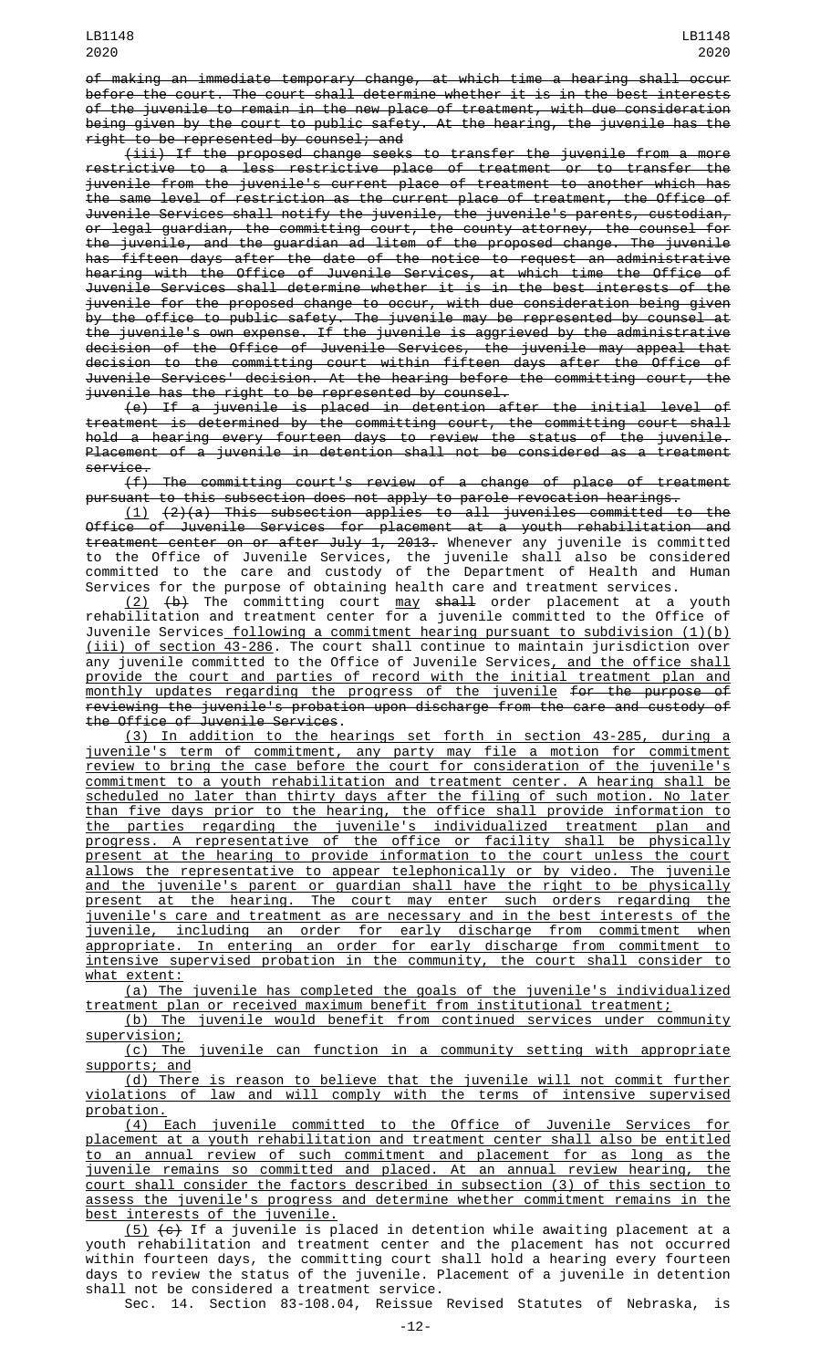~~of making an immediate temporary change, at which time a hearing shall occur before the court. The court shall determine whether it is in the best interests of the juvenile to remain in the new place of treatment, with due consideration being given by the court to public safety. At the hearing, the juvenile has the right to be represented by counsel; and~~

~~(iii) If the proposed change seeks to transfer the juvenile from a more restrictive to a less restrictive place of treatment or to transfer the juvenile from the juvenile's current place of treatment to another which has the same level of restriction as the current place of treatment, the Office of Juvenile Services shall notify the juvenile, the juvenile's parents, custodian, or legal guardian, the committing court, the county attorney, the counsel for the juvenile, and the guardian ad litem of the proposed change. The juvenile has fifteen days after the date of the notice to request an administrative hearing with the Office of Juvenile Services, at which time the Office of Juvenile Services shall determine whether it is in the best interests of the juvenile for the proposed change to occur, with due consideration being given by the office to public safety. The juvenile may be represented by counsel at the juvenile's own expense. If the juvenile is aggrieved by the administrative decision of the Office of Juvenile Services, the juvenile may appeal that decision to the committing court within fifteen days after the Office of Juvenile Services' decision. At the hearing before the committing court, the juvenile has the right to be represented by counsel.~~

~~(e) If a juvenile is placed in detention after the initial level of treatment is determined by the committing court, the committing court shall hold a hearing every fourteen days to review the status of the juvenile. Placement of a juvenile in detention shall not be considered as a treatment service.~~

~~(f) The committing court's review of a change of place of treatment pursuant to this subsection does not apply to parole revocation hearings.~~

(1) ~~(2)(a) This subsection applies to all juveniles committed to the Office of Juvenile Services for placement at a youth rehabilitation and treatment center on or after July 1, 2013.~~ Whenever any juvenile is committed to the Office of Juvenile Services, the juvenile shall also be considered committed to the care and custody of the Department of Health and Human Services for the purpose of obtaining health care and treatment services.

(2) ~~(b)~~ The committing court may ~~shall~~ order placement at a youth rehabilitation and treatment center for a juvenile committed to the Office of Juvenile Services following a commitment hearing pursuant to subdivision (1)(b)(iii) of section 43-286. The court shall continue to maintain jurisdiction over any juvenile committed to the Office of Juvenile Services, and the office shall provide the court and parties of record with the initial treatment plan and monthly updates regarding the progress of the juvenile ~~for the purpose of reviewing the juvenile's probation upon discharge from the care and custody of the Office of Juvenile Services~~.

(3) In addition to the hearings set forth in section 43-285, during a juvenile's term of commitment, any party may file a motion for commitment review to bring the case before the court for consideration of the juvenile's commitment to a youth rehabilitation and treatment center. A hearing shall be scheduled no later than thirty days after the filing of such motion. No later than five days prior to the hearing, the office shall provide information to the parties regarding the juvenile's individualized treatment plan and progress. A representative of the office or facility shall be physically present at the hearing to provide information to the court unless the court allows the representative to appear telephonically or by video. The juvenile and the juvenile's parent or guardian shall have the right to be physically present at the hearing. The court may enter such orders regarding the juvenile's care and treatment as are necessary and in the best interests of the juvenile, including an order for early discharge from commitment when appropriate. In entering an order for early discharge from commitment to intensive supervised probation in the community, the court shall consider to what extent:

(a) The juvenile has completed the goals of the juvenile's individualized treatment plan or received maximum benefit from institutional treatment;

(b) The juvenile would benefit from continued services under community supervision;

(c) The juvenile can function in a community setting with appropriate supports; and

(d) There is reason to believe that the juvenile will not commit further violations of law and will comply with the terms of intensive supervised probation.

(4) Each juvenile committed to the Office of Juvenile Services for placement at a youth rehabilitation and treatment center shall also be entitled to an annual review of such commitment and placement for as long as the juvenile remains so committed and placed. At an annual review hearing, the court shall consider the factors described in subsection (3) of this section to assess the juvenile's progress and determine whether commitment remains in the best interests of the juvenile.

(5) ~~(c)~~ If a juvenile is placed in detention while awaiting placement at a youth rehabilitation and treatment center and the placement has not occurred within fourteen days, the committing court shall hold a hearing every fourteen days to review the status of the juvenile. Placement of a juvenile in detention shall not be considered a treatment service.

Sec. 14. Section 83-108.04, Reissue Revised Statutes of Nebraska, is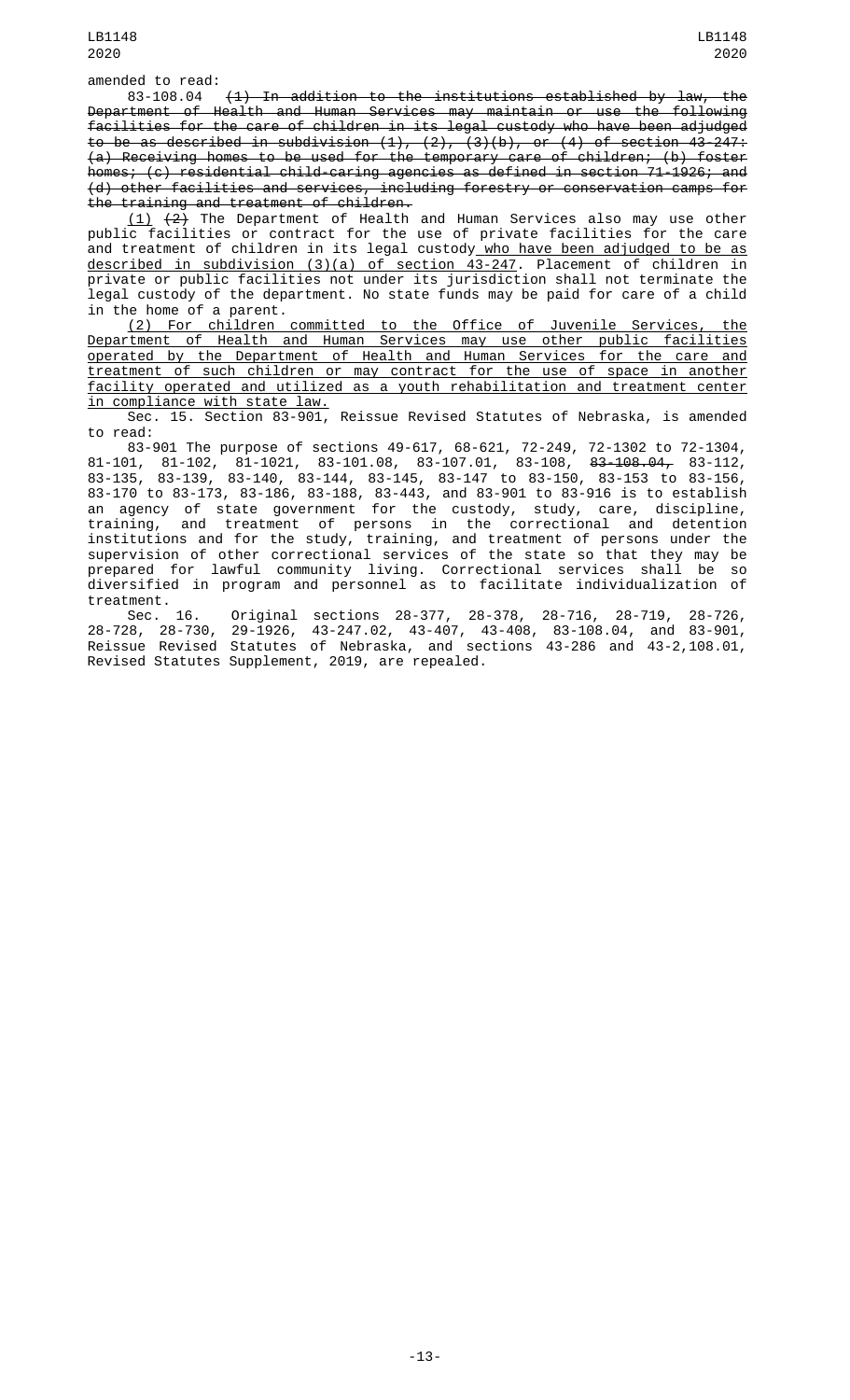amended to read:

83-108.04 ~~(1) In addition to the institutions established by law, the Department of Health and Human Services may maintain or use the following facilities for the care of children in its legal custody who have been adjudged to be as described in subdivision (1), (2), (3)(b), or (4) of section 43-247: (a) Receiving homes to be used for the temporary care of children; (b) foster homes; (c) residential child-caring agencies as defined in section 71-1926; and (d) other facilities and services, including forestry or conservation camps for the training and treatment of children.~~

(1) ~~(2)~~ The Department of Health and Human Services also may use other public facilities or contract for the use of private facilities for the care and treatment of children in its legal custody who have been adjudged to be as described in subdivision (3)(a) of section 43-247. Placement of children in private or public facilities not under its jurisdiction shall not terminate the legal custody of the department. No state funds may be paid for care of a child in the home of a parent.

(2) For children committed to the Office of Juvenile Services, the Department of Health and Human Services may use other public facilities operated by the Department of Health and Human Services for the care and treatment of such children or may contract for the use of space in another facility operated and utilized as a youth rehabilitation and treatment center in compliance with state law.

Sec. 15. Section 83-901, Reissue Revised Statutes of Nebraska, is amended to read:

83-901 The purpose of sections 49-617, 68-621, 72-249, 72-1302 to 72-1304, 81-101, 81-102, 81-1021, 83-101.08, 83-107.01, 83-108, ~~83-108.04,~~ 83-112, 83-135, 83-139, 83-140, 83-144, 83-145, 83-147 to 83-150, 83-153 to 83-156, 83-170 to 83-173, 83-186, 83-188, 83-443, and 83-901 to 83-916 is to establish an agency of state government for the custody, study, care, discipline, training, and treatment of persons in the correctional and detention institutions and for the study, training, and treatment of persons under the supervision of other correctional services of the state so that they may be prepared for lawful community living. Correctional services shall be so diversified in program and personnel as to facilitate individualization of treatment.

Sec. 16. Original sections 28-377, 28-378, 28-716, 28-719, 28-726, 28-728, 28-730, 29-1926, 43-247.02, 43-407, 43-408, 83-108.04, and 83-901, Reissue Revised Statutes of Nebraska, and sections 43-286 and 43-2,108.01, Revised Statutes Supplement, 2019, are repealed.